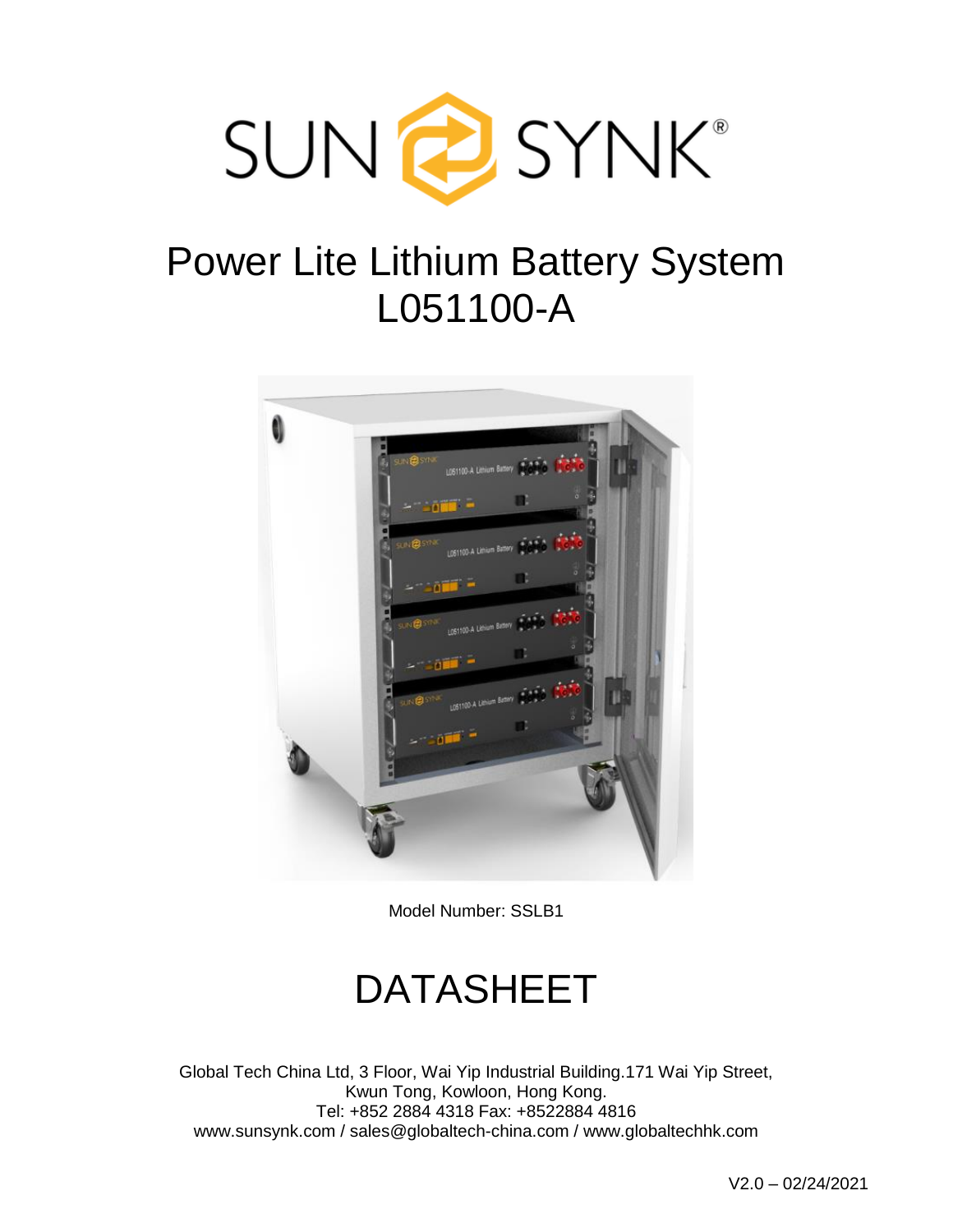SUN SYNK®

# Power Lite Lithium Battery System L051100-A

Model Number: SSLB1

# DATASHEET

Global Tech China Ltd, 3 Floor, Wai Yip Industrial Building.171 Wai Yip Street, Kwun Tong, Kowloon, Hong Kong.
Tel: +852 2884 4318 Fax: +8522884 4816
www.sunsynk.com / sales@globaltech-china.com / www.globaltechhk.com

V2.0 – 02/24/2021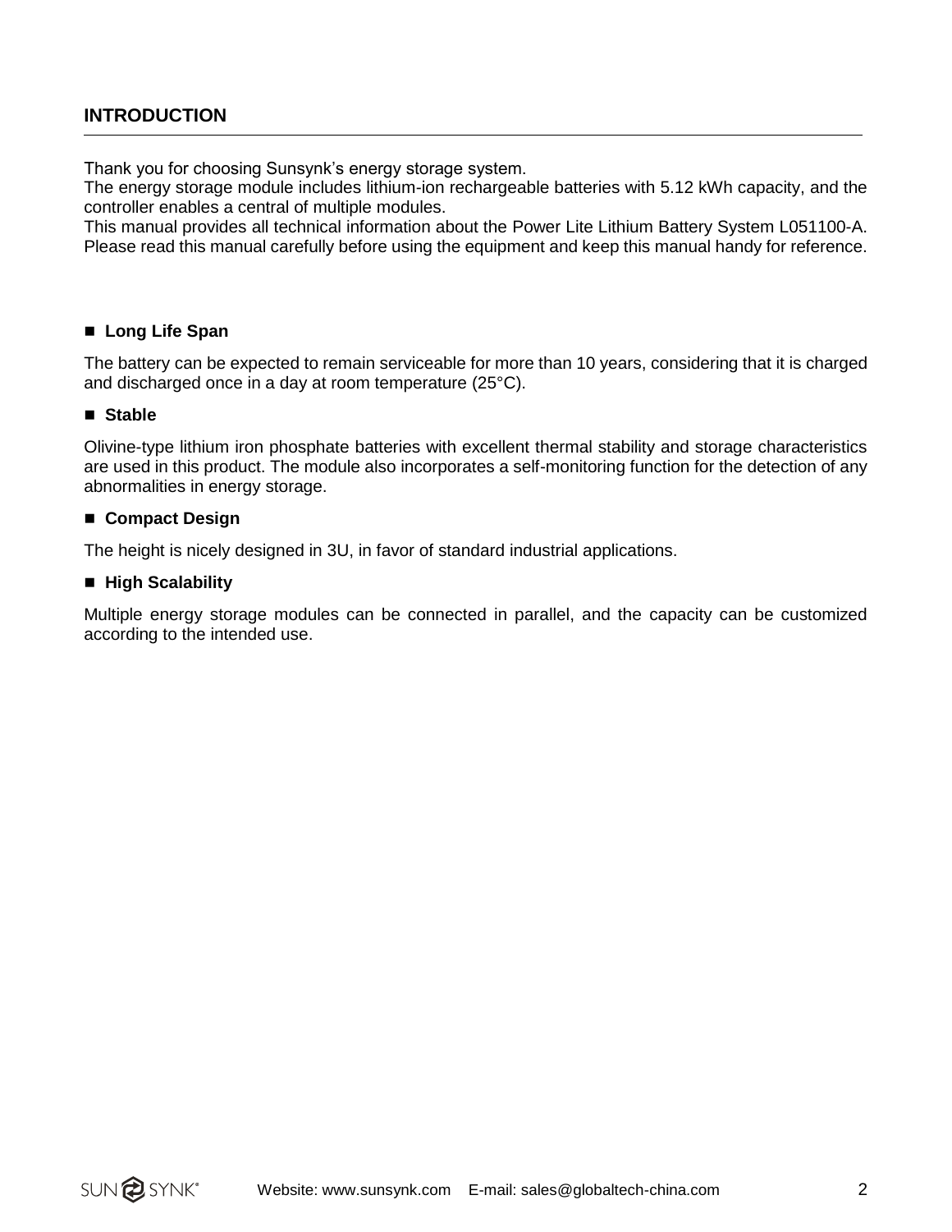## INTRODUCTION

Thank you for choosing Sunsynk's energy storage system.
The energy storage module includes lithium-ion rechargeable batteries with 5.12 kWh capacity, and the controller enables a central of multiple modules.
This manual provides all technical information about the Power Lite Lithium Battery System L051100-A. Please read this manual carefully before using the equipment and keep this manual handy for reference.

- **Long Life Span**

The battery can be expected to remain serviceable for more than 10 years, considering that it is charged and discharged once in a day at room temperature (25°C).

- **Stable**

Olivine-type lithium iron phosphate batteries with excellent thermal stability and storage characteristics are used in this product. The module also incorporates a self-monitoring function for the detection of any abnormalities in energy storage.

- **Compact Design**

The height is nicely designed in 3U, in favor of standard industrial applications.

- **High Scalability**

Multiple energy storage modules can be connected in parallel, and the capacity can be customized according to the intended use.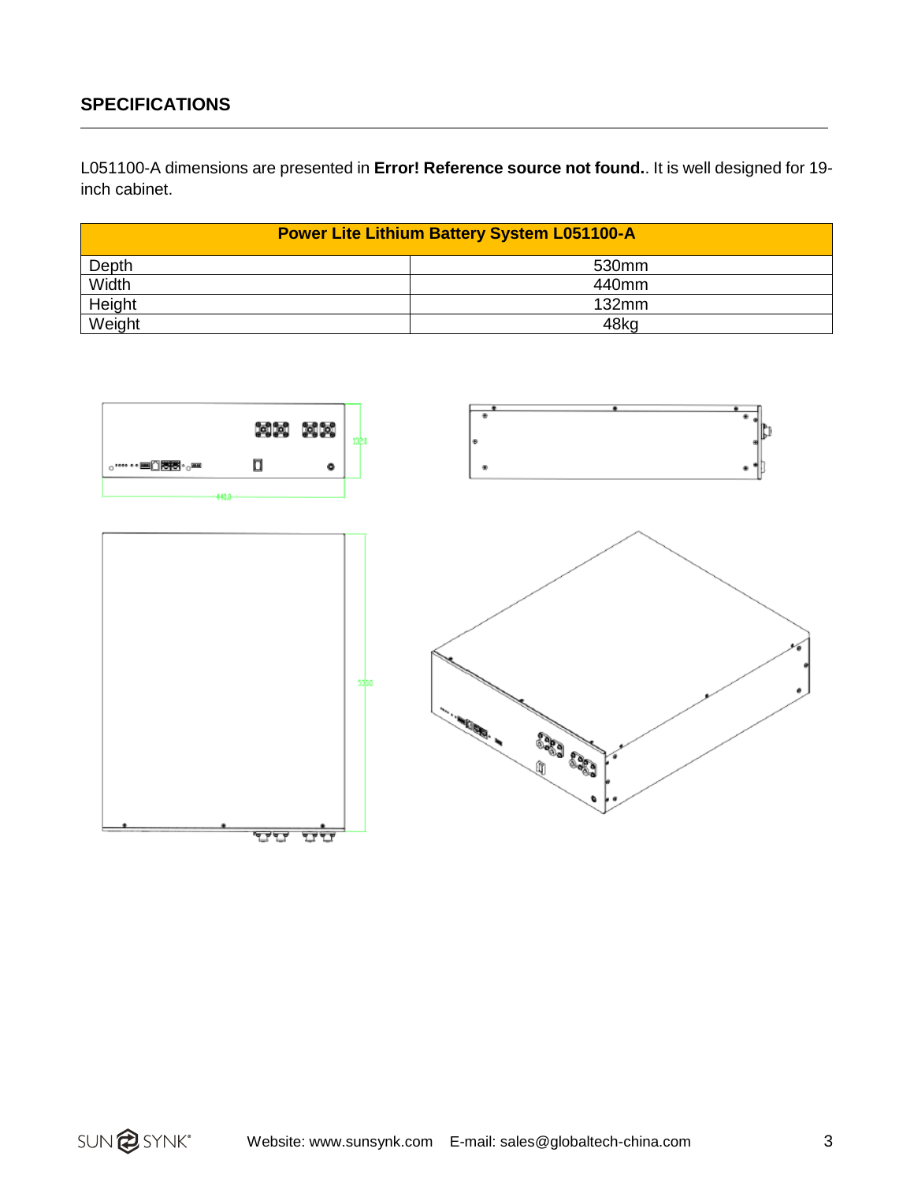## SPECIFICATIONS

L051100-A dimensions are presented in **Error! Reference source not found.**. It is well designed for 19-inch cabinet.

| Power Lite Lithium Battery System L051100-A | |
|---|---|
| Depth | 530mm |
| Width | 440mm |
| Height | 132mm |
| Weight | 48kg |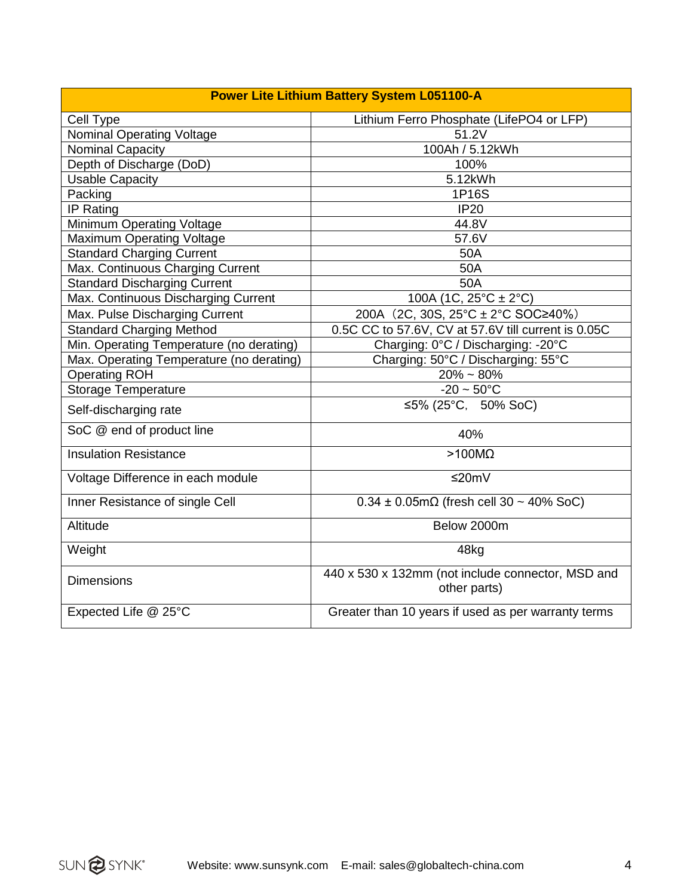| Power Lite Lithium Battery System L051100-A | |
|---|---|
| Cell Type | Lithium Ferro Phosphate (LifePO4 or LFP) |
| Nominal Operating Voltage | 51.2V |
| Nominal Capacity | 100Ah / 5.12kWh |
| Depth of Discharge (DoD) | 100% |
| Usable Capacity | 5.12kWh |
| Packing | 1P16S |
| IP Rating | IP20 |
| Minimum Operating Voltage | 44.8V |
| Maximum Operating Voltage | 57.6V |
| Standard Charging Current | 50A |
| Max. Continuous Charging Current | 50A |
| Standard Discharging Current | 50A |
| Max. Continuous Discharging Current | 100A (1C, 25°C ± 2°C) |
| Max. Pulse Discharging Current | 200A（2C, 30S, 25°C ± 2°C SOC≥40%） |
| Standard Charging Method | 0.5C CC to 57.6V, CV at 57.6V till current is 0.05C |
| Min. Operating Temperature (no derating) | Charging: 0°C / Discharging: -20°C |
| Max. Operating Temperature (no derating) | Charging: 50°C / Discharging: 55°C |
| Operating ROH | 20% ~ 80% |
| Storage Temperature | -20 ~ 50°C |
| Self-discharging rate | ≤5% (25°C，50% SoC) |
| SoC @ end of product line | 40% |
| Insulation Resistance | >100MΩ |
| Voltage Difference in each module | ≤20mV |
| Inner Resistance of single Cell | 0.34 ± 0.05mΩ (fresh cell 30 ~ 40% SoC) |
| Altitude | Below 2000m |
| Weight | 48kg |
| Dimensions | 440 x 530 x 132mm (not include connector, MSD and other parts) |
| Expected Life @ 25°C | Greater than 10 years if used as per warranty terms |

SUNSYNK Website: www.sunsynk.com E-mail: sales@globaltech-china.com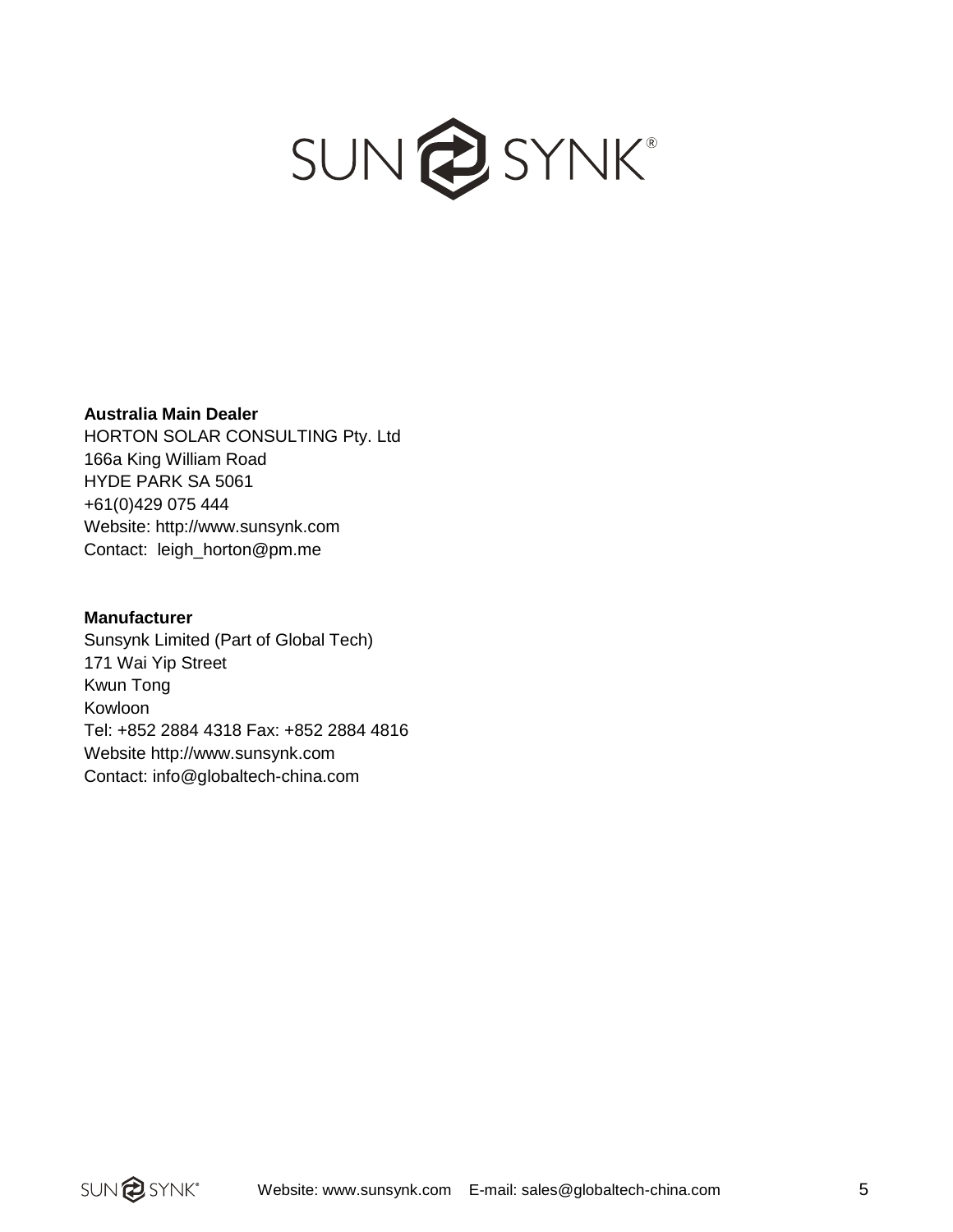SUNSYNK®

**Australia Main Dealer**
HORTON SOLAR CONSULTING Pty. Ltd
166a King William Road
HYDE PARK SA 5061
+61(0)429 075 444
Website: http://www.sunsynk.com
Contact: leigh_horton@pm.me

**Manufacturer**
Sunsynk Limited (Part of Global Tech)
171 Wai Yip Street
Kwun Tong
Kowloon
Tel: +852 2884 4318 Fax: +852 2884 4816
Website http://www.sunsynk.com
Contact: info@globaltech-china.com